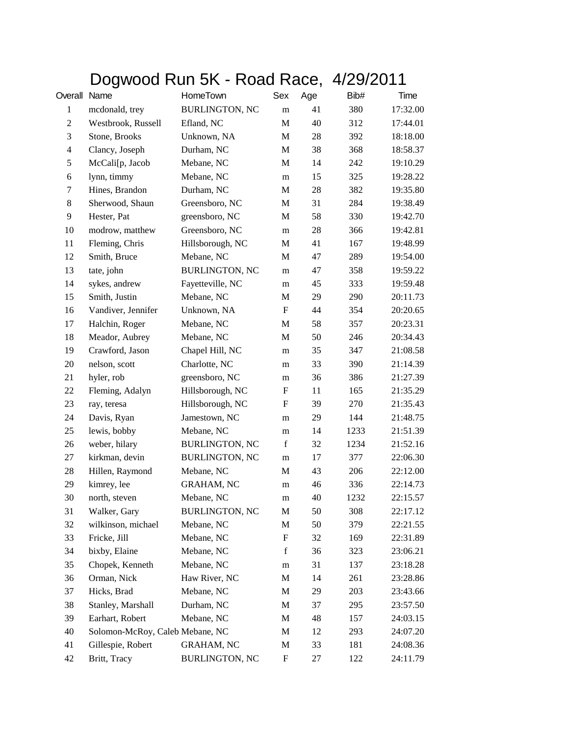# Dogwood Run 5K - Road Race, 4/29/2011

| Overall | Name | HomeTown | Sex | Age | Bib# | Time |
|---|---|---|---|---|---|---|
| 1 | mcdonald, trey | BURLINGTON, NC | m | 41 | 380 | 17:32.00 |
| 2 | Westbrook, Russell | Efland, NC | M | 40 | 312 | 17:44.01 |
| 3 | Stone, Brooks | Unknown, NA | M | 28 | 392 | 18:18.00 |
| 4 | Clancy, Joseph | Durham, NC | M | 38 | 368 | 18:58.37 |
| 5 | McCali[p, Jacob | Mebane, NC | M | 14 | 242 | 19:10.29 |
| 6 | lynn, timmy | Mebane, NC | m | 15 | 325 | 19:28.22 |
| 7 | Hines, Brandon | Durham, NC | M | 28 | 382 | 19:35.80 |
| 8 | Sherwood, Shaun | Greensboro, NC | M | 31 | 284 | 19:38.49 |
| 9 | Hester, Pat | greensboro, NC | M | 58 | 330 | 19:42.70 |
| 10 | modrow, matthew | Greensboro, NC | m | 28 | 366 | 19:42.81 |
| 11 | Fleming, Chris | Hillsborough, NC | M | 41 | 167 | 19:48.99 |
| 12 | Smith, Bruce | Mebane, NC | M | 47 | 289 | 19:54.00 |
| 13 | tate, john | BURLINGTON, NC | m | 47 | 358 | 19:59.22 |
| 14 | sykes, andrew | Fayetteville, NC | m | 45 | 333 | 19:59.48 |
| 15 | Smith, Justin | Mebane, NC | M | 29 | 290 | 20:11.73 |
| 16 | Vandiver, Jennifer | Unknown, NA | F | 44 | 354 | 20:20.65 |
| 17 | Halchin, Roger | Mebane, NC | M | 58 | 357 | 20:23.31 |
| 18 | Meador, Aubrey | Mebane, NC | M | 50 | 246 | 20:34.43 |
| 19 | Crawford, Jason | Chapel Hill, NC | m | 35 | 347 | 21:08.58 |
| 20 | nelson, scott | Charlotte, NC | m | 33 | 390 | 21:14.39 |
| 21 | hyler, rob | greensboro, NC | m | 36 | 386 | 21:27.39 |
| 22 | Fleming, Adalyn | Hillsborough, NC | F | 11 | 165 | 21:35.29 |
| 23 | ray, teresa | Hillsborough, NC | F | 39 | 270 | 21:35.43 |
| 24 | Davis, Ryan | Jamestown, NC | m | 29 | 144 | 21:48.75 |
| 25 | lewis, bobby | Mebane, NC | m | 14 | 1233 | 21:51.39 |
| 26 | weber, hilary | BURLINGTON, NC | f | 32 | 1234 | 21:52.16 |
| 27 | kirkman, devin | BURLINGTON, NC | m | 17 | 377 | 22:06.30 |
| 28 | Hillen, Raymond | Mebane, NC | M | 43 | 206 | 22:12.00 |
| 29 | kimrey, lee | GRAHAM, NC | m | 46 | 336 | 22:14.73 |
| 30 | north, steven | Mebane, NC | m | 40 | 1232 | 22:15.57 |
| 31 | Walker, Gary | BURLINGTON, NC | M | 50 | 308 | 22:17.12 |
| 32 | wilkinson, michael | Mebane, NC | M | 50 | 379 | 22:21.55 |
| 33 | Fricke, Jill | Mebane, NC | F | 32 | 169 | 22:31.89 |
| 34 | bixby, Elaine | Mebane, NC | f | 36 | 323 | 23:06.21 |
| 35 | Chopek, Kenneth | Mebane, NC | m | 31 | 137 | 23:18.28 |
| 36 | Orman, Nick | Haw River, NC | M | 14 | 261 | 23:28.86 |
| 37 | Hicks, Brad | Mebane, NC | M | 29 | 203 | 23:43.66 |
| 38 | Stanley, Marshall | Durham, NC | M | 37 | 295 | 23:57.50 |
| 39 | Earhart, Robert | Mebane, NC | M | 48 | 157 | 24:03.15 |
| 40 | Solomon-McRoy, Caleb | Mebane, NC | M | 12 | 293 | 24:07.20 |
| 41 | Gillespie, Robert | GRAHAM, NC | M | 33 | 181 | 24:08.36 |
| 42 | Britt, Tracy | BURLINGTON, NC | F | 27 | 122 | 24:11.79 |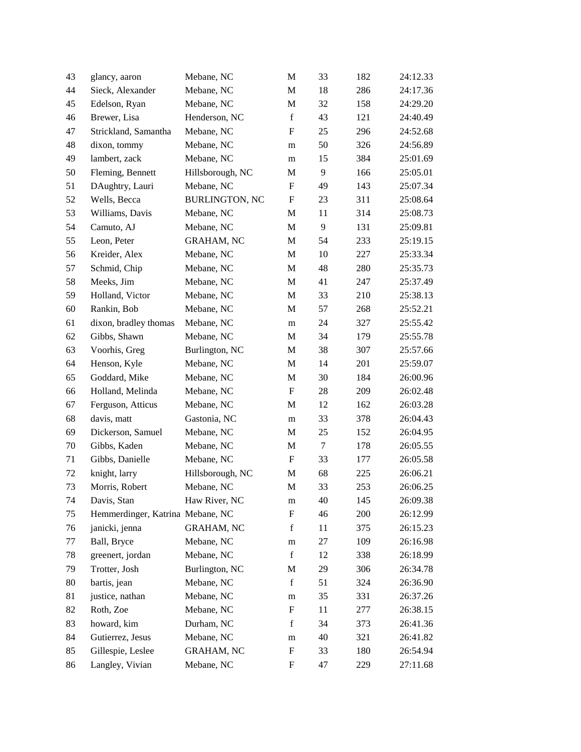| | | | | | | |
|---|---|---|---|---|---|---|
| 43 | glancy, aaron | Mebane, NC | M | 33 | 182 | 24:12.33 |
| 44 | Sieck, Alexander | Mebane, NC | M | 18 | 286 | 24:17.36 |
| 45 | Edelson, Ryan | Mebane, NC | M | 32 | 158 | 24:29.20 |
| 46 | Brewer, Lisa | Henderson, NC | f | 43 | 121 | 24:40.49 |
| 47 | Strickland, Samantha | Mebane, NC | F | 25 | 296 | 24:52.68 |
| 48 | dixon, tommy | Mebane, NC | m | 50 | 326 | 24:56.89 |
| 49 | lambert, zack | Mebane, NC | m | 15 | 384 | 25:01.69 |
| 50 | Fleming, Bennett | Hillsborough, NC | M | 9 | 166 | 25:05.01 |
| 51 | DAughtry, Lauri | Mebane, NC | F | 49 | 143 | 25:07.34 |
| 52 | Wells, Becca | BURLINGTON, NC | F | 23 | 311 | 25:08.64 |
| 53 | Williams, Davis | Mebane, NC | M | 11 | 314 | 25:08.73 |
| 54 | Camuto, AJ | Mebane, NC | M | 9 | 131 | 25:09.81 |
| 55 | Leon, Peter | GRAHAM, NC | M | 54 | 233 | 25:19.15 |
| 56 | Kreider, Alex | Mebane, NC | M | 10 | 227 | 25:33.34 |
| 57 | Schmid, Chip | Mebane, NC | M | 48 | 280 | 25:35.73 |
| 58 | Meeks, Jim | Mebane, NC | M | 41 | 247 | 25:37.49 |
| 59 | Holland, Victor | Mebane, NC | M | 33 | 210 | 25:38.13 |
| 60 | Rankin, Bob | Mebane, NC | M | 57 | 268 | 25:52.21 |
| 61 | dixon, bradley thomas | Mebane, NC | m | 24 | 327 | 25:55.42 |
| 62 | Gibbs, Shawn | Mebane, NC | M | 34 | 179 | 25:55.78 |
| 63 | Voorhis, Greg | Burlington, NC | M | 38 | 307 | 25:57.66 |
| 64 | Henson, Kyle | Mebane, NC | M | 14 | 201 | 25:59.07 |
| 65 | Goddard, Mike | Mebane, NC | M | 30 | 184 | 26:00.96 |
| 66 | Holland, Melinda | Mebane, NC | F | 28 | 209 | 26:02.48 |
| 67 | Ferguson, Atticus | Mebane, NC | M | 12 | 162 | 26:03.28 |
| 68 | davis, matt | Gastonia, NC | m | 33 | 378 | 26:04.43 |
| 69 | Dickerson, Samuel | Mebane, NC | M | 25 | 152 | 26:04.95 |
| 70 | Gibbs, Kaden | Mebane, NC | M | 7 | 178 | 26:05.55 |
| 71 | Gibbs, Danielle | Mebane, NC | F | 33 | 177 | 26:05.58 |
| 72 | knight, larry | Hillsborough, NC | M | 68 | 225 | 26:06.21 |
| 73 | Morris, Robert | Mebane, NC | M | 33 | 253 | 26:06.25 |
| 74 | Davis, Stan | Haw River, NC | m | 40 | 145 | 26:09.38 |
| 75 | Hemmerdinger, Katrina | Mebane, NC | F | 46 | 200 | 26:12.99 |
| 76 | janicki, jenna | GRAHAM, NC | f | 11 | 375 | 26:15.23 |
| 77 | Ball, Bryce | Mebane, NC | m | 27 | 109 | 26:16.98 |
| 78 | greenert, jordan | Mebane, NC | f | 12 | 338 | 26:18.99 |
| 79 | Trotter, Josh | Burlington, NC | M | 29 | 306 | 26:34.78 |
| 80 | bartis, jean | Mebane, NC | f | 51 | 324 | 26:36.90 |
| 81 | justice, nathan | Mebane, NC | m | 35 | 331 | 26:37.26 |
| 82 | Roth, Zoe | Mebane, NC | F | 11 | 277 | 26:38.15 |
| 83 | howard, kim | Durham, NC | f | 34 | 373 | 26:41.36 |
| 84 | Gutierrez, Jesus | Mebane, NC | m | 40 | 321 | 26:41.82 |
| 85 | Gillespie, Leslee | GRAHAM, NC | F | 33 | 180 | 26:54.94 |
| 86 | Langley, Vivian | Mebane, NC | F | 47 | 229 | 27:11.68 |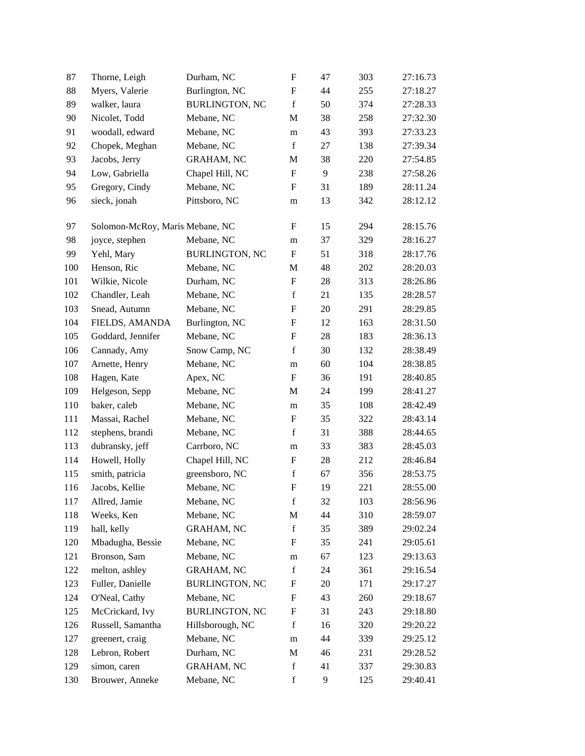| | | | | | | |
|---|---|---|---|---|---|---|
| 87 | Thorne, Leigh | Durham, NC | F | 47 | 303 | 27:16.73 |
| 88 | Myers, Valerie | Burlington, NC | F | 44 | 255 | 27:18.27 |
| 89 | walker, laura | BURLINGTON, NC | f | 50 | 374 | 27:28.33 |
| 90 | Nicolet, Todd | Mebane, NC | M | 38 | 258 | 27:32.30 |
| 91 | woodall, edward | Mebane, NC | m | 43 | 393 | 27:33.23 |
| 92 | Chopek, Meghan | Mebane, NC | f | 27 | 138 | 27:39.34 |
| 93 | Jacobs, Jerry | GRAHAM, NC | M | 38 | 220 | 27:54.85 |
| 94 | Low, Gabriella | Chapel Hill, NC | F | 9 | 238 | 27:58.26 |
| 95 | Gregory, Cindy | Mebane, NC | F | 31 | 189 | 28:11.24 |
| 96 | sieck, jonah | Pittsboro, NC | m | 13 | 342 | 28:12.12 |
| 97 | Solomon-McRoy, Maris | Mebane, NC | F | 15 | 294 | 28:15.76 |
| 98 | joyce, stephen | Mebane, NC | m | 37 | 329 | 28:16.27 |
| 99 | Yehl, Mary | BURLINGTON, NC | F | 51 | 318 | 28:17.76 |
| 100 | Henson, Ric | Mebane, NC | M | 48 | 202 | 28:20.03 |
| 101 | Wilkie, Nicole | Durham, NC | F | 28 | 313 | 28:26.86 |
| 102 | Chandler, Leah | Mebane, NC | f | 21 | 135 | 28:28.57 |
| 103 | Snead, Autumn | Mebane, NC | F | 20 | 291 | 28:29.85 |
| 104 | FIELDS, AMANDA | Burlington, NC | F | 12 | 163 | 28:31.50 |
| 105 | Goddard, Jennifer | Mebane, NC | F | 28 | 183 | 28:36.13 |
| 106 | Cannady, Amy | Snow Camp, NC | f | 30 | 132 | 28:38.49 |
| 107 | Arnette, Henry | Mebane, NC | m | 60 | 104 | 28:38.85 |
| 108 | Hagen, Kate | Apex, NC | F | 36 | 191 | 28:40.85 |
| 109 | Helgeson, Sepp | Mebane, NC | M | 24 | 199 | 28:41.27 |
| 110 | baker, caleb | Mebane, NC | m | 35 | 108 | 28:42.49 |
| 111 | Massai, Rachel | Mebane, NC | F | 35 | 322 | 28:43.14 |
| 112 | stephens, brandi | Mebane, NC | f | 31 | 388 | 28:44.65 |
| 113 | dubransky, jeff | Carrboro, NC | m | 33 | 383 | 28:45.03 |
| 114 | Howell, Holly | Chapel Hill, NC | F | 28 | 212 | 28:46.84 |
| 115 | smith, patricia | greensboro, NC | f | 67 | 356 | 28:53.75 |
| 116 | Jacobs, Kellie | Mebane, NC | F | 19 | 221 | 28:55.00 |
| 117 | Allred, Jamie | Mebane, NC | f | 32 | 103 | 28:56.96 |
| 118 | Weeks, Ken | Mebane, NC | M | 44 | 310 | 28:59.07 |
| 119 | hall, kelly | GRAHAM, NC | f | 35 | 389 | 29:02.24 |
| 120 | Mbadugha, Bessie | Mebane, NC | F | 35 | 241 | 29:05.61 |
| 121 | Bronson, Sam | Mebane, NC | m | 67 | 123 | 29:13.63 |
| 122 | melton, ashley | GRAHAM, NC | f | 24 | 361 | 29:16.54 |
| 123 | Fuller, Danielle | BURLINGTON, NC | F | 20 | 171 | 29:17.27 |
| 124 | O'Neal, Cathy | Mebane, NC | F | 43 | 260 | 29:18.67 |
| 125 | McCrickard, Ivy | BURLINGTON, NC | F | 31 | 243 | 29:18.80 |
| 126 | Russell, Samantha | Hillsborough, NC | f | 16 | 320 | 29:20.22 |
| 127 | greenert, craig | Mebane, NC | m | 44 | 339 | 29:25.12 |
| 128 | Lebron, Robert | Durham, NC | M | 46 | 231 | 29:28.52 |
| 129 | simon, caren | GRAHAM, NC | f | 41 | 337 | 29:30.83 |
| 130 | Brouwer, Anneke | Mebane, NC | f | 9 | 125 | 29:40.41 |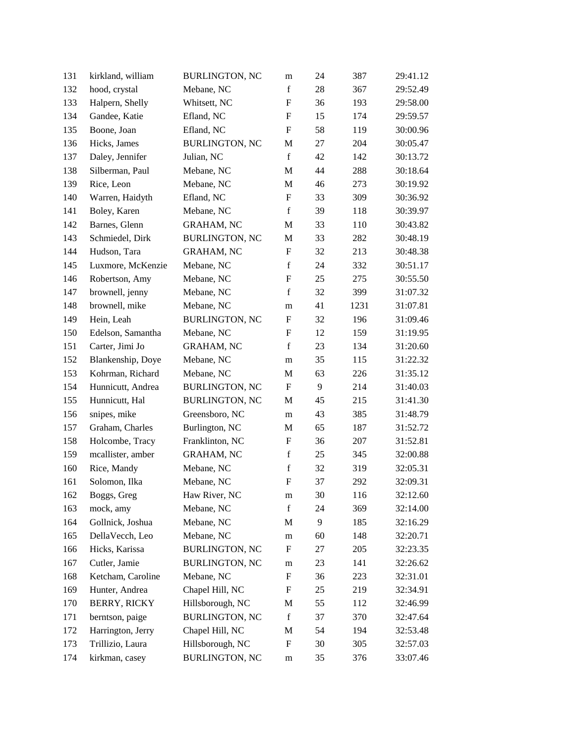| | | | | | | |
|---|---|---|---|---|---|---|
| 131 | kirkland, william | BURLINGTON, NC | m | 24 | 387 | 29:41.12 |
| 132 | hood, crystal | Mebane, NC | f | 28 | 367 | 29:52.49 |
| 133 | Halpern, Shelly | Whitsett, NC | F | 36 | 193 | 29:58.00 |
| 134 | Gandee, Katie | Efland, NC | F | 15 | 174 | 29:59.57 |
| 135 | Boone, Joan | Efland, NC | F | 58 | 119 | 30:00.96 |
| 136 | Hicks, James | BURLINGTON, NC | M | 27 | 204 | 30:05.47 |
| 137 | Daley, Jennifer | Julian, NC | f | 42 | 142 | 30:13.72 |
| 138 | Silberman, Paul | Mebane, NC | M | 44 | 288 | 30:18.64 |
| 139 | Rice, Leon | Mebane, NC | M | 46 | 273 | 30:19.92 |
| 140 | Warren, Haidyth | Efland, NC | F | 33 | 309 | 30:36.92 |
| 141 | Boley, Karen | Mebane, NC | f | 39 | 118 | 30:39.97 |
| 142 | Barnes, Glenn | GRAHAM, NC | M | 33 | 110 | 30:43.82 |
| 143 | Schmiedel, Dirk | BURLINGTON, NC | M | 33 | 282 | 30:48.19 |
| 144 | Hudson, Tara | GRAHAM, NC | F | 32 | 213 | 30:48.38 |
| 145 | Luxmore, McKenzie | Mebane, NC | f | 24 | 332 | 30:51.17 |
| 146 | Robertson, Amy | Mebane, NC | F | 25 | 275 | 30:55.50 |
| 147 | brownell, jenny | Mebane, NC | f | 32 | 399 | 31:07.32 |
| 148 | brownell, mike | Mebane, NC | m | 41 | 1231 | 31:07.81 |
| 149 | Hein, Leah | BURLINGTON, NC | F | 32 | 196 | 31:09.46 |
| 150 | Edelson, Samantha | Mebane, NC | F | 12 | 159 | 31:19.95 |
| 151 | Carter, Jimi Jo | GRAHAM, NC | f | 23 | 134 | 31:20.60 |
| 152 | Blankenship, Doye | Mebane, NC | m | 35 | 115 | 31:22.32 |
| 153 | Kohrman, Richard | Mebane, NC | M | 63 | 226 | 31:35.12 |
| 154 | Hunnicutt, Andrea | BURLINGTON, NC | F | 9 | 214 | 31:40.03 |
| 155 | Hunnicutt, Hal | BURLINGTON, NC | M | 45 | 215 | 31:41.30 |
| 156 | snipes, mike | Greensboro, NC | m | 43 | 385 | 31:48.79 |
| 157 | Graham, Charles | Burlington, NC | M | 65 | 187 | 31:52.72 |
| 158 | Holcombe, Tracy | Franklinton, NC | F | 36 | 207 | 31:52.81 |
| 159 | mcallister, amber | GRAHAM, NC | f | 25 | 345 | 32:00.88 |
| 160 | Rice, Mandy | Mebane, NC | f | 32 | 319 | 32:05.31 |
| 161 | Solomon, Ilka | Mebane, NC | F | 37 | 292 | 32:09.31 |
| 162 | Boggs, Greg | Haw River, NC | m | 30 | 116 | 32:12.60 |
| 163 | mock, amy | Mebane, NC | f | 24 | 369 | 32:14.00 |
| 164 | Gollnick, Joshua | Mebane, NC | M | 9 | 185 | 32:16.29 |
| 165 | DellaVecch, Leo | Mebane, NC | m | 60 | 148 | 32:20.71 |
| 166 | Hicks, Karissa | BURLINGTON, NC | F | 27 | 205 | 32:23.35 |
| 167 | Cutler, Jamie | BURLINGTON, NC | m | 23 | 141 | 32:26.62 |
| 168 | Ketcham, Caroline | Mebane, NC | F | 36 | 223 | 32:31.01 |
| 169 | Hunter, Andrea | Chapel Hill, NC | F | 25 | 219 | 32:34.91 |
| 170 | BERRY, RICKY | Hillsborough, NC | M | 55 | 112 | 32:46.99 |
| 171 | berntson, paige | BURLINGTON, NC | f | 37 | 370 | 32:47.64 |
| 172 | Harrington, Jerry | Chapel Hill, NC | M | 54 | 194 | 32:53.48 |
| 173 | Trillizio, Laura | Hillsborough, NC | F | 30 | 305 | 32:57.03 |
| 174 | kirkman, casey | BURLINGTON, NC | m | 35 | 376 | 33:07.46 |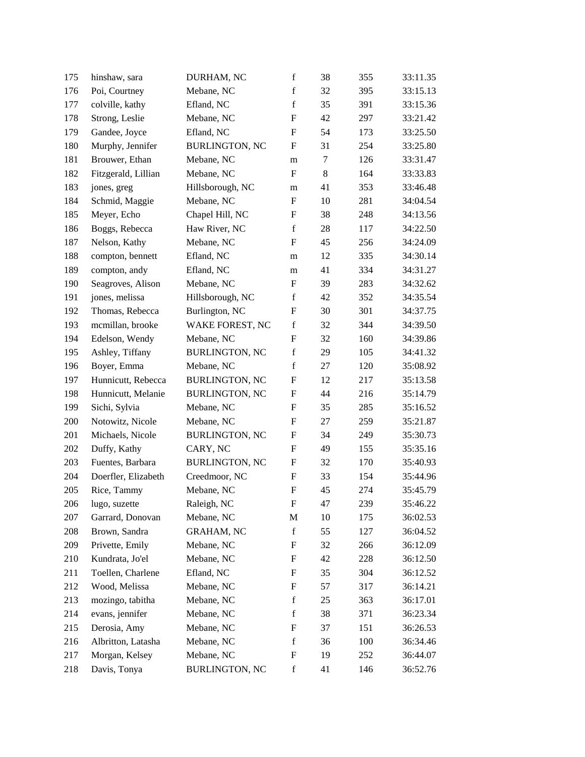| | | | | | | |
|---|---|---|---|---|---|---|
| 175 | hinshaw, sara | DURHAM, NC | f | 38 | 355 | 33:11.35 |
| 176 | Poi, Courtney | Mebane, NC | f | 32 | 395 | 33:15.13 |
| 177 | colville, kathy | Efland, NC | f | 35 | 391 | 33:15.36 |
| 178 | Strong, Leslie | Mebane, NC | F | 42 | 297 | 33:21.42 |
| 179 | Gandee, Joyce | Efland, NC | F | 54 | 173 | 33:25.50 |
| 180 | Murphy, Jennifer | BURLINGTON, NC | F | 31 | 254 | 33:25.80 |
| 181 | Brouwer, Ethan | Mebane, NC | m | 7 | 126 | 33:31.47 |
| 182 | Fitzgerald, Lillian | Mebane, NC | F | 8 | 164 | 33:33.83 |
| 183 | jones, greg | Hillsborough, NC | m | 41 | 353 | 33:46.48 |
| 184 | Schmid, Maggie | Mebane, NC | F | 10 | 281 | 34:04.54 |
| 185 | Meyer, Echo | Chapel Hill, NC | F | 38 | 248 | 34:13.56 |
| 186 | Boggs, Rebecca | Haw River, NC | f | 28 | 117 | 34:22.50 |
| 187 | Nelson, Kathy | Mebane, NC | F | 45 | 256 | 34:24.09 |
| 188 | compton, bennett | Efland, NC | m | 12 | 335 | 34:30.14 |
| 189 | compton, andy | Efland, NC | m | 41 | 334 | 34:31.27 |
| 190 | Seagroves, Alison | Mebane, NC | F | 39 | 283 | 34:32.62 |
| 191 | jones, melissa | Hillsborough, NC | f | 42 | 352 | 34:35.54 |
| 192 | Thomas, Rebecca | Burlington, NC | F | 30 | 301 | 34:37.75 |
| 193 | mcmillan, brooke | WAKE FOREST, NC | f | 32 | 344 | 34:39.50 |
| 194 | Edelson, Wendy | Mebane, NC | F | 32 | 160 | 34:39.86 |
| 195 | Ashley, Tiffany | BURLINGTON, NC | f | 29 | 105 | 34:41.32 |
| 196 | Boyer, Emma | Mebane, NC | f | 27 | 120 | 35:08.92 |
| 197 | Hunnicutt, Rebecca | BURLINGTON, NC | F | 12 | 217 | 35:13.58 |
| 198 | Hunnicutt, Melanie | BURLINGTON, NC | F | 44 | 216 | 35:14.79 |
| 199 | Sichi, Sylvia | Mebane, NC | F | 35 | 285 | 35:16.52 |
| 200 | Notowitz, Nicole | Mebane, NC | F | 27 | 259 | 35:21.87 |
| 201 | Michaels, Nicole | BURLINGTON, NC | F | 34 | 249 | 35:30.73 |
| 202 | Duffy, Kathy | CARY, NC | F | 49 | 155 | 35:35.16 |
| 203 | Fuentes, Barbara | BURLINGTON, NC | F | 32 | 170 | 35:40.93 |
| 204 | Doerfler, Elizabeth | Creedmoor, NC | F | 33 | 154 | 35:44.96 |
| 205 | Rice, Tammy | Mebane, NC | F | 45 | 274 | 35:45.79 |
| 206 | lugo, suzette | Raleigh, NC | F | 47 | 239 | 35:46.22 |
| 207 | Garrard, Donovan | Mebane, NC | M | 10 | 175 | 36:02.53 |
| 208 | Brown, Sandra | GRAHAM, NC | f | 55 | 127 | 36:04.52 |
| 209 | Privette, Emily | Mebane, NC | F | 32 | 266 | 36:12.09 |
| 210 | Kundrata, Jo'el | Mebane, NC | F | 42 | 228 | 36:12.50 |
| 211 | Toellen, Charlene | Efland, NC | F | 35 | 304 | 36:12.52 |
| 212 | Wood, Melissa | Mebane, NC | F | 57 | 317 | 36:14.21 |
| 213 | mozingo, tabitha | Mebane, NC | f | 25 | 363 | 36:17.01 |
| 214 | evans, jennifer | Mebane, NC | f | 38 | 371 | 36:23.34 |
| 215 | Derosia, Amy | Mebane, NC | F | 37 | 151 | 36:26.53 |
| 216 | Albritton, Latasha | Mebane, NC | f | 36 | 100 | 36:34.46 |
| 217 | Morgan, Kelsey | Mebane, NC | F | 19 | 252 | 36:44.07 |
| 218 | Davis, Tonya | BURLINGTON, NC | f | 41 | 146 | 36:52.76 |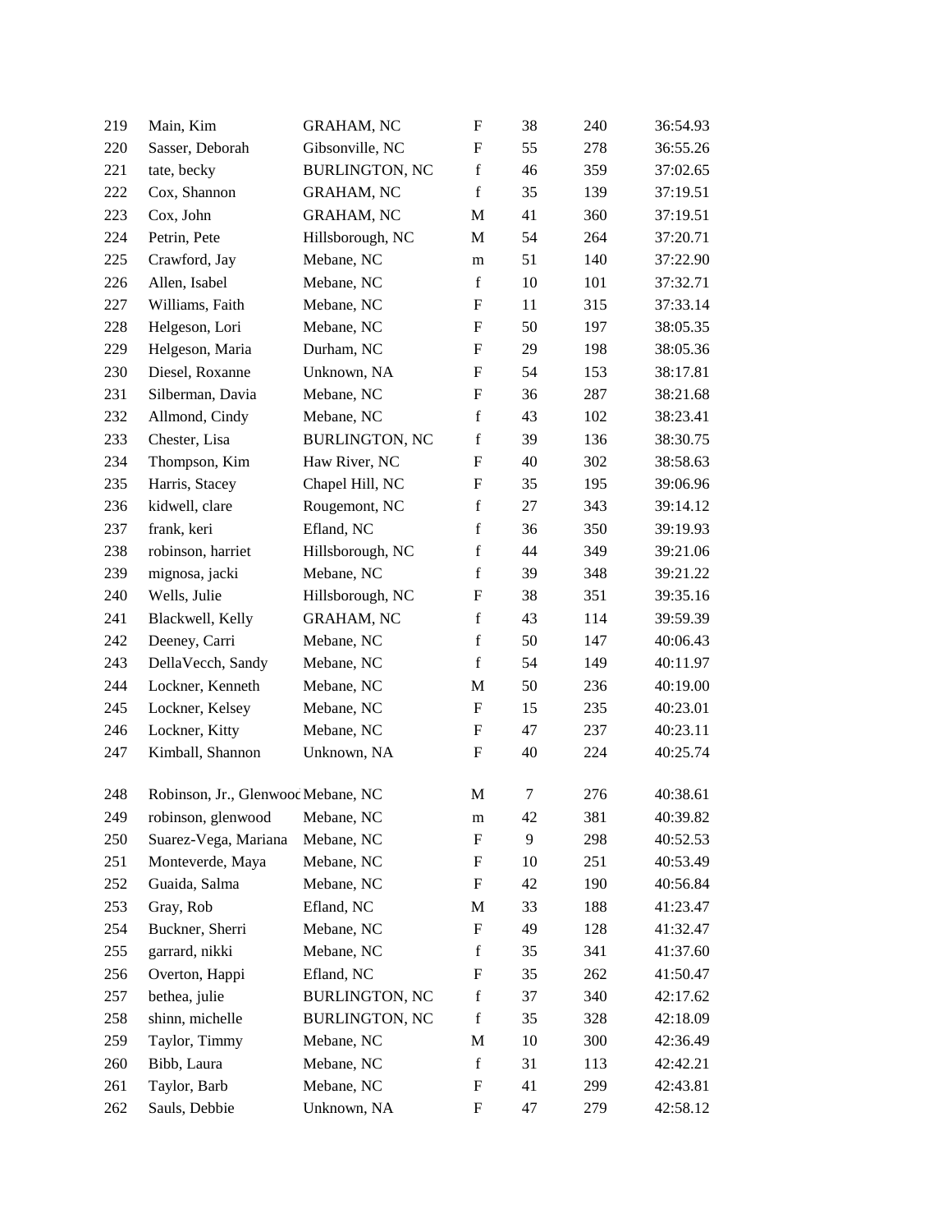| 219 | Main, Kim | GRAHAM, NC | F | 38 | 240 | 36:54.93 |
|---|---|---|---|---|---|---|
| 220 | Sasser, Deborah | Gibsonville, NC | F | 55 | 278 | 36:55.26 |
| 221 | tate, becky | BURLINGTON, NC | f | 46 | 359 | 37:02.65 |
| 222 | Cox, Shannon | GRAHAM, NC | f | 35 | 139 | 37:19.51 |
| 223 | Cox, John | GRAHAM, NC | M | 41 | 360 | 37:19.51 |
| 224 | Petrin, Pete | Hillsborough, NC | M | 54 | 264 | 37:20.71 |
| 225 | Crawford, Jay | Mebane, NC | m | 51 | 140 | 37:22.90 |
| 226 | Allen, Isabel | Mebane, NC | f | 10 | 101 | 37:32.71 |
| 227 | Williams, Faith | Mebane, NC | F | 11 | 315 | 37:33.14 |
| 228 | Helgeson, Lori | Mebane, NC | F | 50 | 197 | 38:05.35 |
| 229 | Helgeson, Maria | Durham, NC | F | 29 | 198 | 38:05.36 |
| 230 | Diesel, Roxanne | Unknown, NA | F | 54 | 153 | 38:17.81 |
| 231 | Silberman, Davia | Mebane, NC | F | 36 | 287 | 38:21.68 |
| 232 | Allmond, Cindy | Mebane, NC | f | 43 | 102 | 38:23.41 |
| 233 | Chester, Lisa | BURLINGTON, NC | f | 39 | 136 | 38:30.75 |
| 234 | Thompson, Kim | Haw River, NC | F | 40 | 302 | 38:58.63 |
| 235 | Harris, Stacey | Chapel Hill, NC | F | 35 | 195 | 39:06.96 |
| 236 | kidwell, clare | Rougemont, NC | f | 27 | 343 | 39:14.12 |
| 237 | frank, keri | Efland, NC | f | 36 | 350 | 39:19.93 |
| 238 | robinson, harriet | Hillsborough, NC | f | 44 | 349 | 39:21.06 |
| 239 | mignosa, jacki | Mebane, NC | f | 39 | 348 | 39:21.22 |
| 240 | Wells, Julie | Hillsborough, NC | F | 38 | 351 | 39:35.16 |
| 241 | Blackwell, Kelly | GRAHAM, NC | f | 43 | 114 | 39:59.39 |
| 242 | Deeney, Carri | Mebane, NC | f | 50 | 147 | 40:06.43 |
| 243 | DellaVecch, Sandy | Mebane, NC | f | 54 | 149 | 40:11.97 |
| 244 | Lockner, Kenneth | Mebane, NC | M | 50 | 236 | 40:19.00 |
| 245 | Lockner, Kelsey | Mebane, NC | F | 15 | 235 | 40:23.01 |
| 246 | Lockner, Kitty | Mebane, NC | F | 47 | 237 | 40:23.11 |
| 247 | Kimball, Shannon | Unknown, NA | F | 40 | 224 | 40:25.74 |
| 248 | Robinson, Jr., Glenwooc | Mebane, NC | M | 7 | 276 | 40:38.61 |
| 249 | robinson, glenwood | Mebane, NC | m | 42 | 381 | 40:39.82 |
| 250 | Suarez-Vega, Mariana | Mebane, NC | F | 9 | 298 | 40:52.53 |
| 251 | Monteverde, Maya | Mebane, NC | F | 10 | 251 | 40:53.49 |
| 252 | Guaida, Salma | Mebane, NC | F | 42 | 190 | 40:56.84 |
| 253 | Gray, Rob | Efland, NC | M | 33 | 188 | 41:23.47 |
| 254 | Buckner, Sherri | Mebane, NC | F | 49 | 128 | 41:32.47 |
| 255 | garrard, nikki | Mebane, NC | f | 35 | 341 | 41:37.60 |
| 256 | Overton, Happi | Efland, NC | F | 35 | 262 | 41:50.47 |
| 257 | bethea, julie | BURLINGTON, NC | f | 37 | 340 | 42:17.62 |
| 258 | shinn, michelle | BURLINGTON, NC | f | 35 | 328 | 42:18.09 |
| 259 | Taylor, Timmy | Mebane, NC | M | 10 | 300 | 42:36.49 |
| 260 | Bibb, Laura | Mebane, NC | f | 31 | 113 | 42:42.21 |
| 261 | Taylor, Barb | Mebane, NC | F | 41 | 299 | 42:43.81 |
| 262 | Sauls, Debbie | Unknown, NA | F | 47 | 279 | 42:58.12 |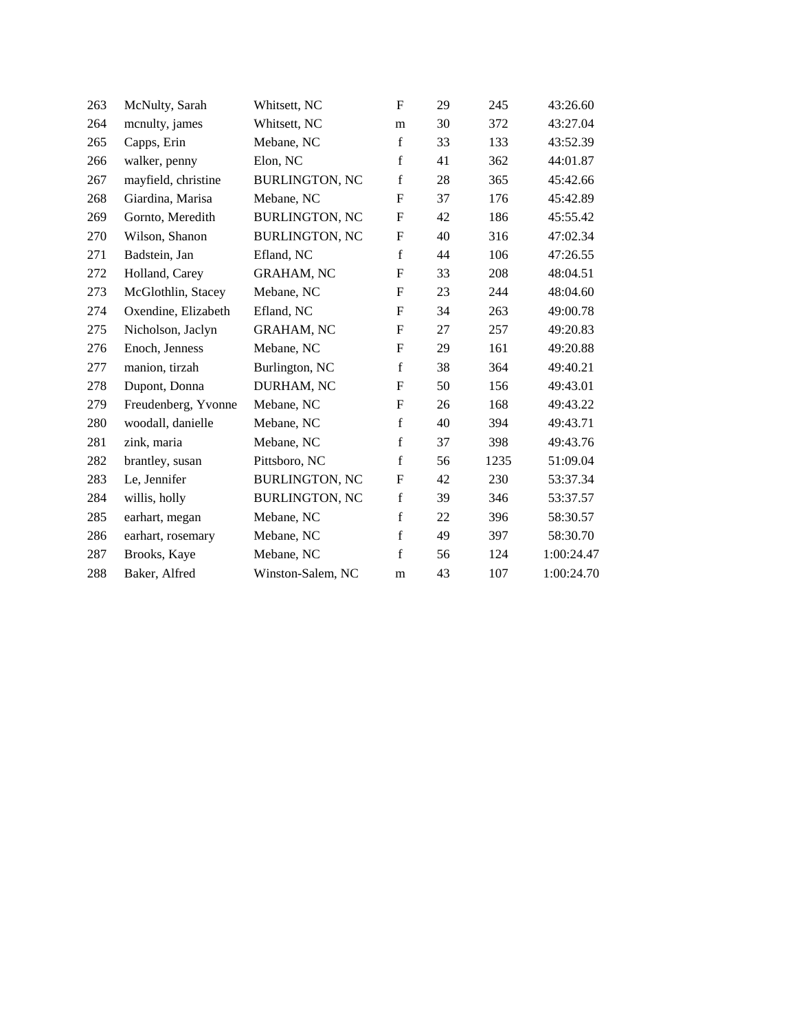| | | | | | | |
|---|---|---|---|---|---|---|
| 263 | McNulty, Sarah | Whitsett, NC | F | 29 | 245 | 43:26.60 |
| 264 | mcnulty, james | Whitsett, NC | m | 30 | 372 | 43:27.04 |
| 265 | Capps, Erin | Mebane, NC | f | 33 | 133 | 43:52.39 |
| 266 | walker, penny | Elon, NC | f | 41 | 362 | 44:01.87 |
| 267 | mayfield, christine | BURLINGTON, NC | f | 28 | 365 | 45:42.66 |
| 268 | Giardina, Marisa | Mebane, NC | F | 37 | 176 | 45:42.89 |
| 269 | Gornto, Meredith | BURLINGTON, NC | F | 42 | 186 | 45:55.42 |
| 270 | Wilson, Shanon | BURLINGTON, NC | F | 40 | 316 | 47:02.34 |
| 271 | Badstein, Jan | Efland, NC | f | 44 | 106 | 47:26.55 |
| 272 | Holland, Carey | GRAHAM, NC | F | 33 | 208 | 48:04.51 |
| 273 | McGlothlin, Stacey | Mebane, NC | F | 23 | 244 | 48:04.60 |
| 274 | Oxendine, Elizabeth | Efland, NC | F | 34 | 263 | 49:00.78 |
| 275 | Nicholson, Jaclyn | GRAHAM, NC | F | 27 | 257 | 49:20.83 |
| 276 | Enoch, Jenness | Mebane, NC | F | 29 | 161 | 49:20.88 |
| 277 | manion, tirzah | Burlington, NC | f | 38 | 364 | 49:40.21 |
| 278 | Dupont, Donna | DURHAM, NC | F | 50 | 156 | 49:43.01 |
| 279 | Freudenberg, Yvonne | Mebane, NC | F | 26 | 168 | 49:43.22 |
| 280 | woodall, danielle | Mebane, NC | f | 40 | 394 | 49:43.71 |
| 281 | zink, maria | Mebane, NC | f | 37 | 398 | 49:43.76 |
| 282 | brantley, susan | Pittsboro, NC | f | 56 | 1235 | 51:09.04 |
| 283 | Le, Jennifer | BURLINGTON, NC | F | 42 | 230 | 53:37.34 |
| 284 | willis, holly | BURLINGTON, NC | f | 39 | 346 | 53:37.57 |
| 285 | earhart, megan | Mebane, NC | f | 22 | 396 | 58:30.57 |
| 286 | earhart, rosemary | Mebane, NC | f | 49 | 397 | 58:30.70 |
| 287 | Brooks, Kaye | Mebane, NC | f | 56 | 124 | 1:00:24.47 |
| 288 | Baker, Alfred | Winston-Salem, NC | m | 43 | 107 | 1:00:24.70 |